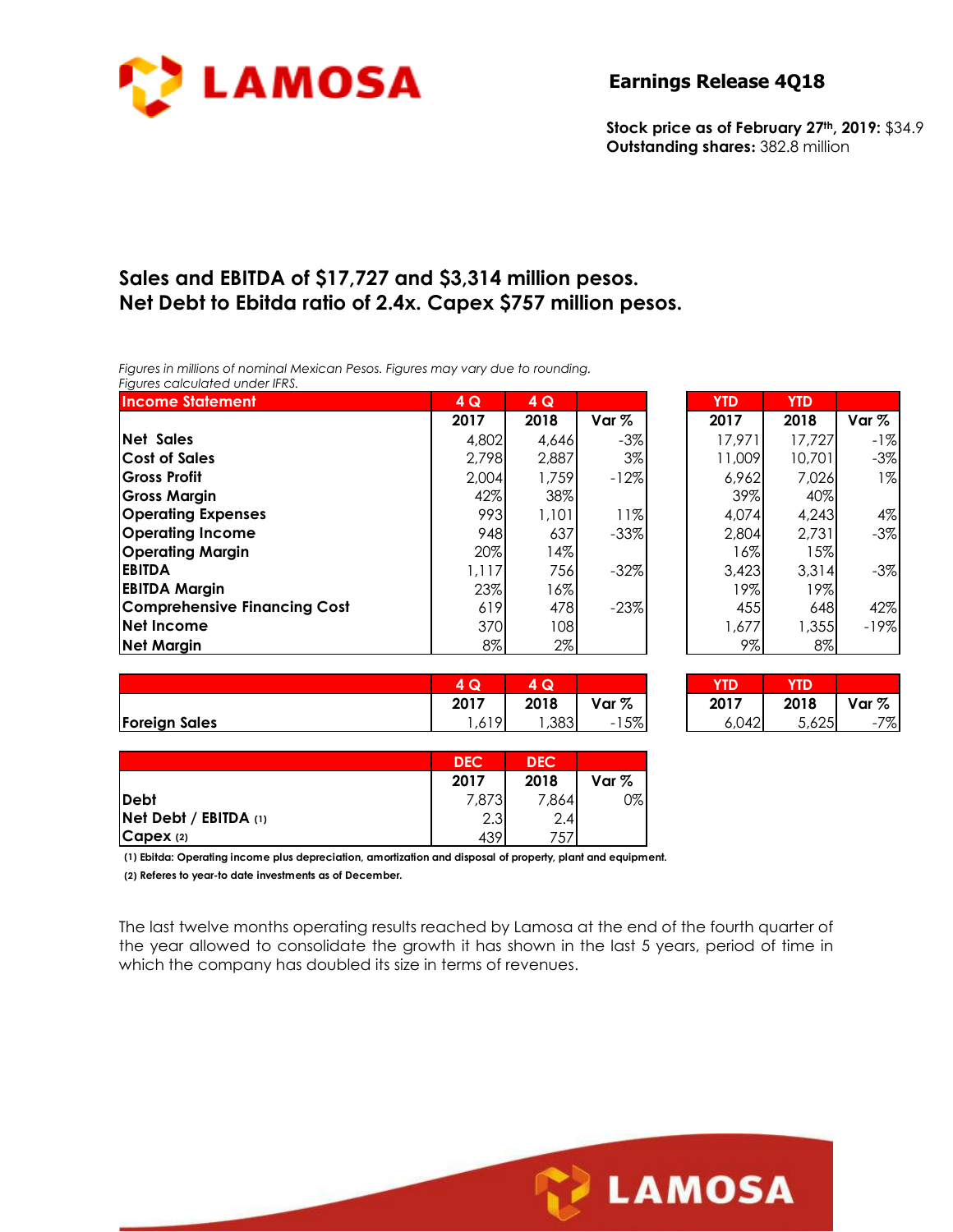# LAMOSA

## Earnings Release 4Q18

**Stock price as of February 27th, 2019:** $34.9
**Outstanding shares:** 382.8 million

## Sales and EBITDA of $17,727 and $3,314 million pesos.
## Net Debt to Ebitda ratio of 2.4x. Capex $757 million pesos.

*Figures in millions of nominal Mexican Pesos. Figures may vary due to rounding.*
*Figures calculated under IFRS.*

| Income Statement | 4 Q 2017 | 4 Q 2018 | Var % | YTD 2017 | YTD 2018 | Var % |
|---|---|---|---|---|---|---|
| Net Sales | 4,802 | 4,646 | -3% | 17,971 | 17,727 | -1% |
| Cost of Sales | 2,798 | 2,887 | 3% | 11,009 | 10,701 | -3% |
| Gross Profit | 2,004 | 1,759 | -12% | 6,962 | 7,026 | 1% |
| Gross Margin | 42% | 38% | | 39% | 40% | |
| Operating Expenses | 993 | 1,101 | 11% | 4,074 | 4,243 | 4% |
| Operating Income | 948 | 637 | -33% | 2,804 | 2,731 | -3% |
| Operating Margin | 20% | 14% | | 16% | 15% | |
| EBITDA | 1,117 | 756 | -32% | 3,423 | 3,314 | -3% |
| EBITDA Margin | 23% | 16% | | 19% | 19% | |
| Comprehensive Financing Cost | 619 | 478 | -23% | 455 | 648 | 42% |
| Net Income | 370 | 108 | | 1,677 | 1,355 | -19% |
| Net Margin | 8% | 2% | | 9% | 8% | |

| | 4 Q 2017 | 4 Q 2018 | Var % | YTD 2017 | YTD 2018 | Var % |
|---|---|---|---|---|---|---|
| Foreign Sales | 1,619 | 1,383 | -15% | 6,042 | 5,625 | -7% |

| | DEC 2017 | DEC 2018 | Var % |
|---|---|---|---|
| Debt | 7,873 | 7,864 | 0% |
| Net Debt / EBITDA (1) | 2.3 | 2.4 | |
| Capex (2) | 439 | 757 | |

**(1) Ebitda: Operating income plus depreciation, amortization and disposal of property, plant and equipment.**

**(2) Referes to year-to date investments as of December.**

The last twelve months operating results reached by Lamosa at the end of the fourth quarter of the year allowed to consolidate the growth it has shown in the last 5 years, period of time in which the company has doubled its size in terms of revenues.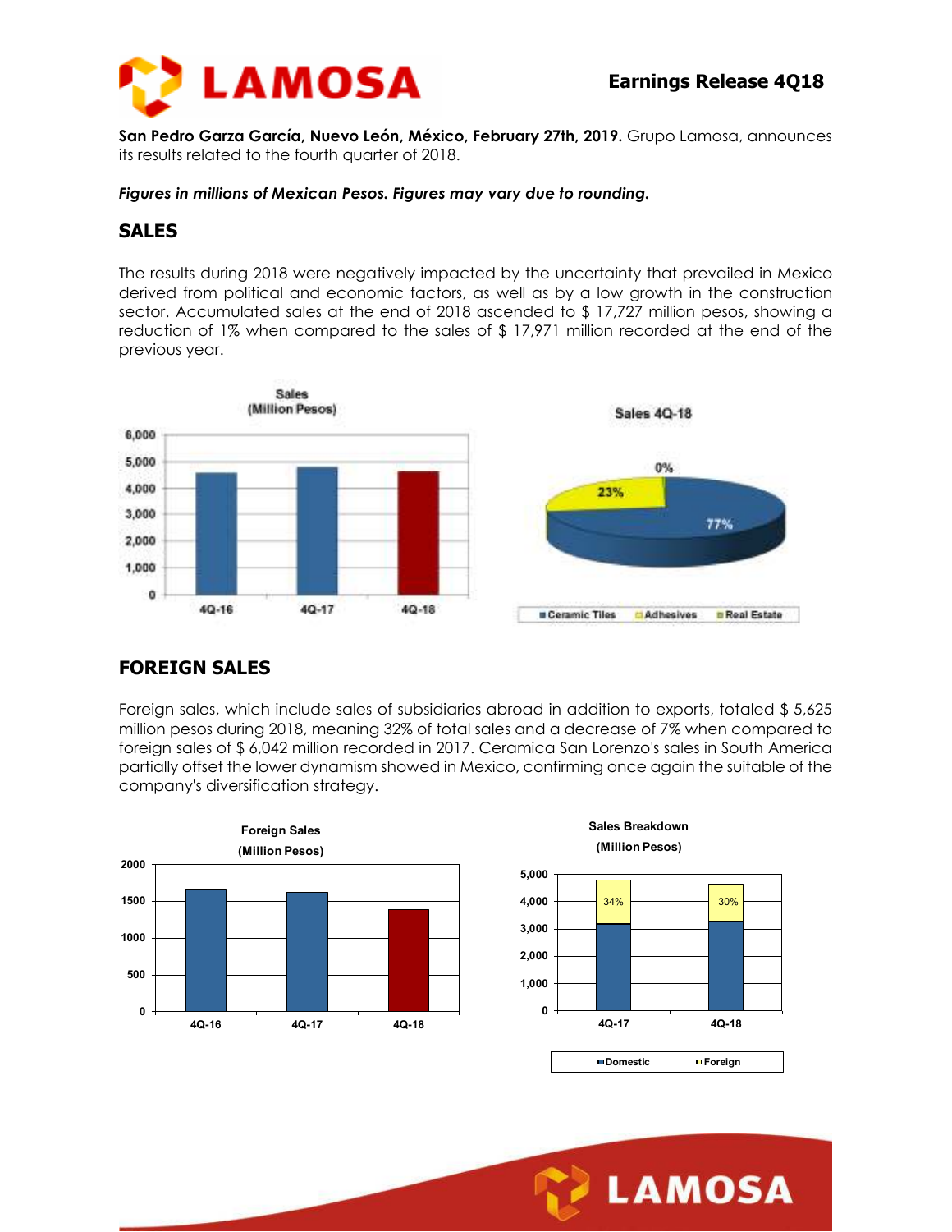**San Pedro Garza García, Nuevo León, México, February 27th, 2019.** Grupo Lamosa, announces its results related to the fourth quarter of 2018.

***Figures in millions of Mexican Pesos. Figures may vary due to rounding.***

## SALES

The results during 2018 were negatively impacted by the uncertainty that prevailed in Mexico derived from political and economic factors, as well as by a low growth in the construction sector. Accumulated sales at the end of 2018 ascended to $ 17,727 million pesos, showing a reduction of 1% when compared to the sales of $ 17,971 million recorded at the end of the previous year.

Sales
(Million Pesos)

Sales 4Q-18

Ceramic Tiles 77% | Adhesives 23% | Real Estate 0%

## FOREIGN SALES

Foreign sales, which include sales of subsidiaries abroad in addition to exports, totaled $ 5,625 million pesos during 2018, meaning 32% of total sales and a decrease of 7% when compared to foreign sales of $ 6,042 million recorded in 2017. Ceramica San Lorenzo's sales in South America partially offset the lower dynamism showed in Mexico, confirming once again the suitable of the company's diversification strategy.

Foreign Sales
(Million Pesos)

Sales Breakdown
(Million Pesos)

Foreign: 4Q-17 34% | 4Q-18 30%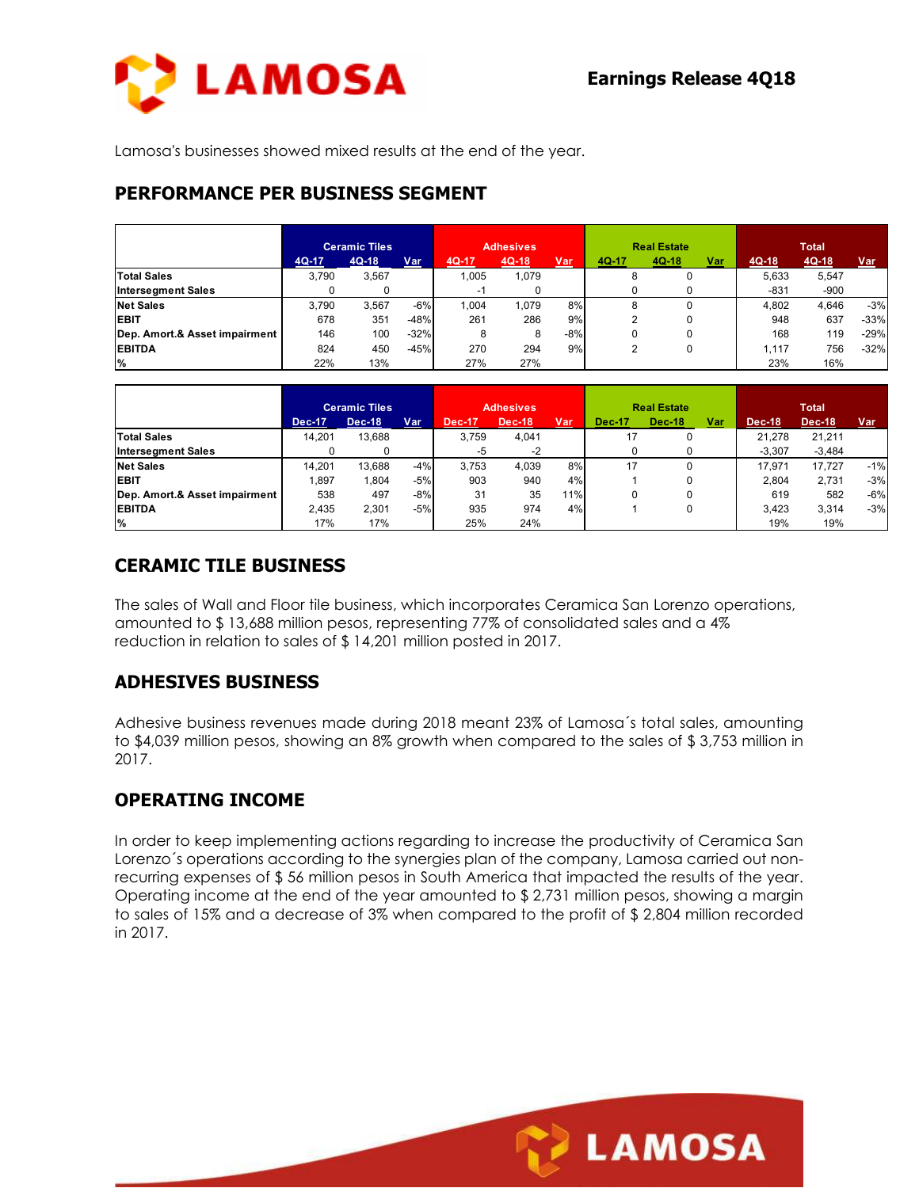Lamosa's businesses showed mixed results at the end of the year.

## PERFORMANCE PER BUSINESS SEGMENT

| | Ceramic Tiles | | | Adhesives | | | Real Estate | | | Total | | |
|---|---|---|---|---|---|---|---|---|---|---|---|---|
| | 4Q-17 | 4Q-18 | Var | 4Q-17 | 4Q-18 | Var | 4Q-17 | 4Q-18 | Var | 4Q-18 | 4Q-18 | Var |
| **Total Sales** | 3,790 | 3,567 | | 1,005 | 1,079 | | 8 | 0 | | 5,633 | 5,547 | |
| **Intersegment Sales** | 0 | 0 | | -1 | 0 | | 0 | 0 | | -831 | -900 | |
| **Net Sales** | 3,790 | 3,567 | -6% | 1,004 | 1,079 | 8% | 8 | 0 | | 4,802 | 4,646 | -3% |
| **EBIT** | 678 | 351 | -48% | 261 | 286 | 9% | 2 | 0 | | 948 | 637 | -33% |
| **Dep. Amort.& Asset impairment** | 146 | 100 | -32% | 8 | 8 | -8% | 0 | 0 | | 168 | 119 | -29% |
| **EBITDA** | 824 | 450 | -45% | 270 | 294 | 9% | 2 | 0 | | 1,117 | 756 | -32% |
| **%** | 22% | 13% | | 27% | 27% | | | | | 23% | 16% | |

| | Ceramic Tiles | | | Adhesives | | | Real Estate | | | Total | | |
|---|---|---|---|---|---|---|---|---|---|---|---|---|
| | Dec-17 | Dec-18 | Var | Dec-17 | Dec-18 | Var | Dec-17 | Dec-18 | Var | Dec-18 | Dec-18 | Var |
| **Total Sales** | 14,201 | 13,688 | | 3,759 | 4,041 | | 17 | 0 | | 21,278 | 21,211 | |
| **Intersegment Sales** | 0 | 0 | | -5 | -2 | | 0 | 0 | | -3,307 | -3,484 | |
| **Net Sales** | 14,201 | 13,688 | -4% | 3,753 | 4,039 | 8% | 17 | 0 | | 17,971 | 17,727 | -1% |
| **EBIT** | 1,897 | 1,804 | -5% | 903 | 940 | 4% | 1 | 0 | | 2,804 | 2,731 | -3% |
| **Dep. Amort.& Asset impairment** | 538 | 497 | -8% | 31 | 35 | 11% | 0 | 0 | | 619 | 582 | -6% |
| **EBITDA** | 2,435 | 2,301 | -5% | 935 | 974 | 4% | 1 | 0 | | 3,423 | 3,314 | -3% |
| **%** | 17% | 17% | | 25% | 24% | | | | | 19% | 19% | |

## CERAMIC TILE BUSINESS

The sales of Wall and Floor tile business, which incorporates Ceramica San Lorenzo operations, amounted to $ 13,688 million pesos, representing 77% of consolidated sales and a 4% reduction in relation to sales of $ 14,201 million posted in 2017.

## ADHESIVES BUSINESS

Adhesive business revenues made during 2018 meant 23% of Lamosa´s total sales, amounting to $4,039 million pesos, showing an 8% growth when compared to the sales of $ 3,753 million in 2017.

## OPERATING INCOME

In order to keep implementing actions regarding to increase the productivity of Ceramica San Lorenzo´s operations according to the synergies plan of the company, Lamosa carried out non-recurring expenses of $ 56 million pesos in South America that impacted the results of the year. Operating income at the end of the year amounted to $ 2,731 million pesos, showing a margin to sales of 15% and a decrease of 3% when compared to the profit of $ 2,804 million recorded in 2017.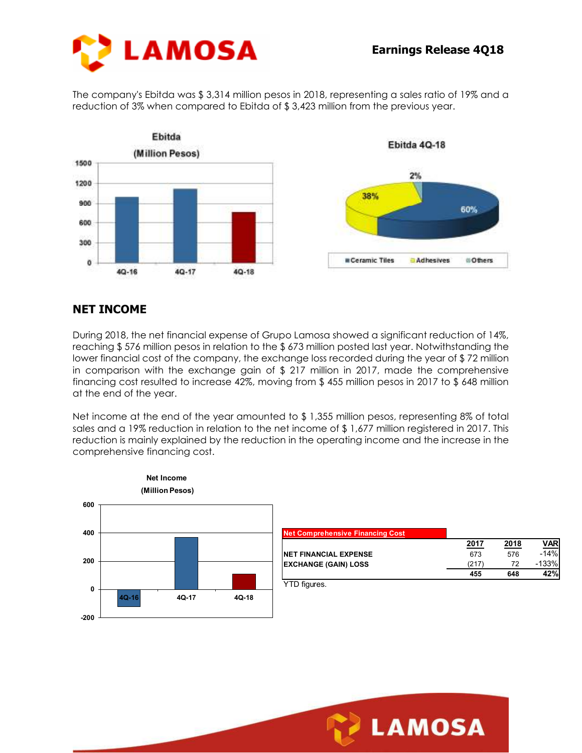The company's Ebitda was $ 3,314 million pesos in 2018, representing a sales ratio of 19% and a reduction of 3% when compared to Ebitda of $ 3,423 million from the previous year.

## NET INCOME

During 2018, the net financial expense of Grupo Lamosa showed a significant reduction of 14%, reaching $ 576 million pesos in relation to the $ 673 million posted last year. Notwithstanding the lower financial cost of the company, the exchange loss recorded during the year of $ 72 million in comparison with the exchange gain of $ 217 million in 2017, made the comprehensive financing cost resulted to increase 42%, moving from $ 455 million pesos in 2017 to $ 648 million at the end of the year.

Net income at the end of the year amounted to $ 1,355 million pesos, representing 8% of total sales and a 19% reduction in relation to the net income of $ 1,677 million registered in 2017. This reduction is mainly explained by the reduction in the operating income and the increase in the comprehensive financing cost.

| Net Comprehensive Financing Cost | 2017 | 2018 | VAR |
|---|---|---|---|
| NET FINANCIAL EXPENSE | 673 | 576 | -14% |
| EXCHANGE (GAIN) LOSS | (217) | 72 | -133% |
| | 455 | 648 | 42% |

YTD figures.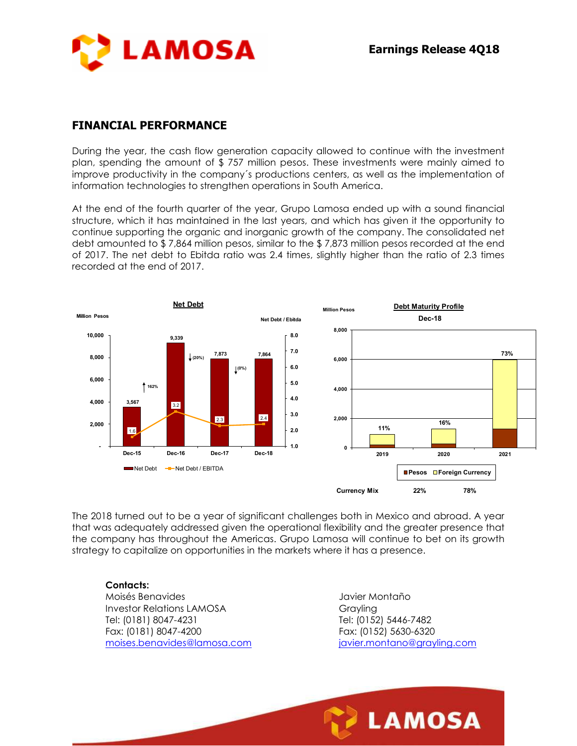## FINANCIAL PERFORMANCE

During the year, the cash flow generation capacity allowed to continue with the investment plan, spending the amount of $ 757 million pesos. These investments were mainly aimed to improve productivity in the company´s productions centers, as well as the implementation of information technologies to strengthen operations in South America.

At the end of the fourth quarter of the year, Grupo Lamosa ended up with a sound financial structure, which it has maintained in the last years, and which has given it the opportunity to continue supporting the organic and inorganic growth of the company. The consolidated net debt amounted to $ 7,864 million pesos, similar to the $ 7,873 million pesos recorded at the end of 2017. The net debt to Ebitda ratio was 2.4 times, slightly higher than the ratio of 2.3 times recorded at the end of 2017.

**Net Debt**

Million Pesos

Net Debt / Ebitda

10,000
8,000
6,000
4,000
2,000
-

8.0
7.0
6.0
5.0
4.0
3.0
2.0
1.0

3,567
9,339
7,873
7,864

1.6
3.2
2.3
2.4

162%
(20%)
(0%)

Dec-15
Dec-16
Dec-17
Dec-18

Net Debt
Net Debt / EBITDA

**Debt Maturity Profile**

**Dec-18**

Million Pesos

8,000
6,000
4,000
2,000
0

11%
16%
73%

2019
2020
2021

Pesos
Foreign Currency

Currency Mix 22% 78%

The 2018 turned out to be a year of significant challenges both in Mexico and abroad. A year that was adequately addressed given the operational flexibility and the greater presence that the company has throughout the Americas. Grupo Lamosa will continue to bet on its growth strategy to capitalize on opportunities in the markets where it has a presence.

**Contacts:**

Moisés Benavides
Investor Relations LAMOSA
Tel: (0181) 8047-4231
Fax: (0181) 8047-4200
moises.benavides@lamosa.com

Javier Montaño
Grayling
Tel: (0152) 5446-7482
Fax: (0152) 5630-6320
javier.montano@grayling.com